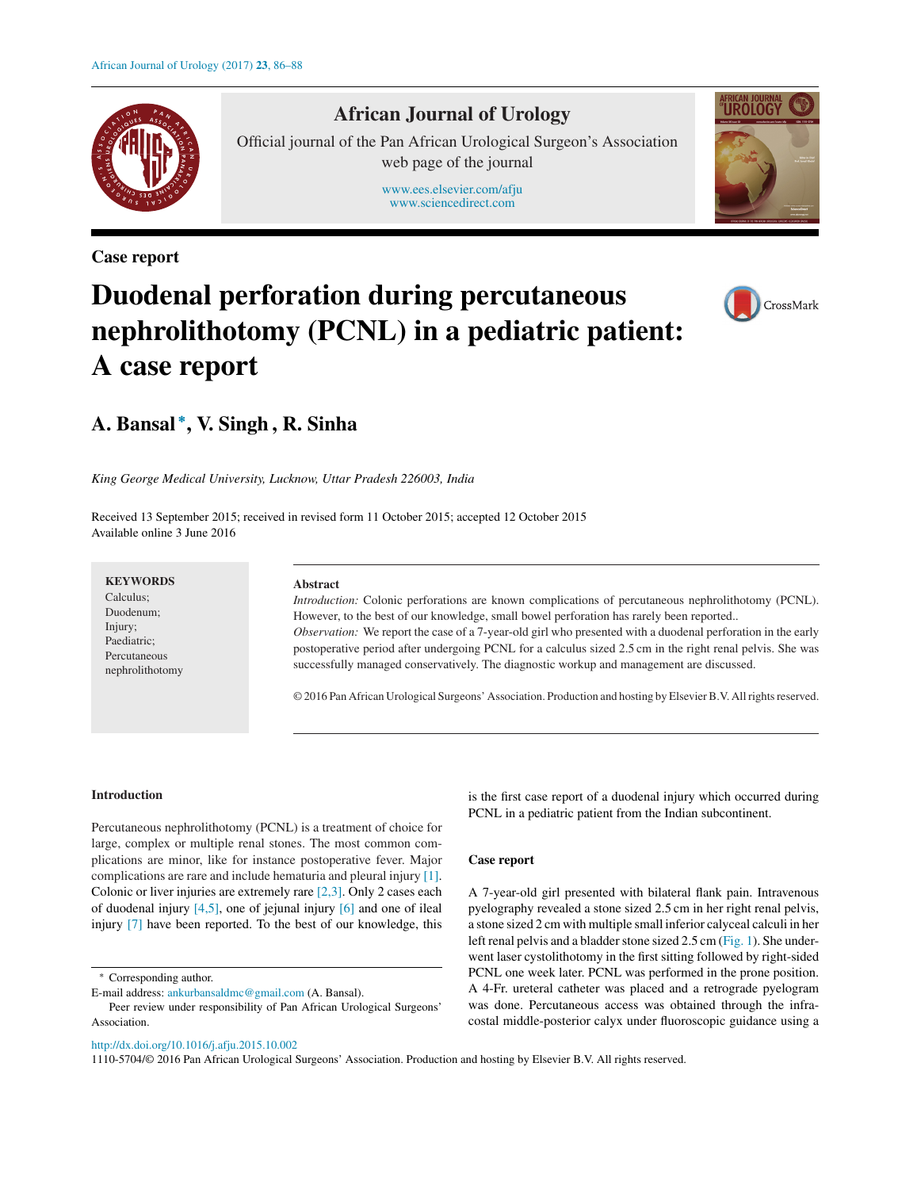Case report

# Duodenal perforation during percutaneous nephrolithotomy (PCNL) in a pediatric patient: A case report

**A. Bansal\*, V. Singh, R. Sinha**

*King George Medical University, Lucknow, Uttar Pradesh 226003, India*

Received 13 September 2015; received in revised form 11 October 2015; accepted 12 October 2015
Available online 3 June 2016

**KEYWORDS**
Calculus;
Duodenum;
Injury;
Paediatric;
Percutaneous nephrolithotomy

**Abstract**

*Introduction:* Colonic perforations are known complications of percutaneous nephrolithotomy (PCNL). However, to the best of our knowledge, small bowel perforation has rarely been reported..

*Observation:* We report the case of a 7-year-old girl who presented with a duodenal perforation in the early postoperative period after undergoing PCNL for a calculus sized 2.5 cm in the right renal pelvis. She was successfully managed conservatively. The diagnostic workup and management are discussed.

© 2016 Pan African Urological Surgeons' Association. Production and hosting by Elsevier B.V. All rights reserved.

## Introduction

Percutaneous nephrolithotomy (PCNL) is a treatment of choice for large, complex or multiple renal stones. The most common complications are minor, like for instance postoperative fever. Major complications are rare and include hematuria and pleural injury [1]. Colonic or liver injuries are extremely rare [2,3]. Only 2 cases each of duodenal injury [4,5], one of jejunal injury [6] and one of ileal injury [7] have been reported. To the best of our knowledge, this is the first case report of a duodenal injury which occurred during PCNL in a pediatric patient from the Indian subcontinent.

## Case report

A 7-year-old girl presented with bilateral flank pain. Intravenous pyelography revealed a stone sized 2.5 cm in her right renal pelvis, a stone sized 2 cm with multiple small inferior calyceal calculi in her left renal pelvis and a bladder stone sized 2.5 cm (Fig. 1). She underwent laser cystolithotomy in the first sitting followed by right-sided PCNL one week later. PCNL was performed in the prone position. A 4-Fr. ureteral catheter was placed and a retrograde pyelogram was done. Percutaneous access was obtained through the infracostal middle-posterior calyx under fluoroscopic guidance using a

\* Corresponding author.
E-mail address: ankurbansaldmc@gmail.com (A. Bansal).
Peer review under responsibility of Pan African Urological Surgeons' Association.

http://dx.doi.org/10.1016/j.afju.2015.10.002
1110-5704/© 2016 Pan African Urological Surgeons' Association. Production and hosting by Elsevier B.V. All rights reserved.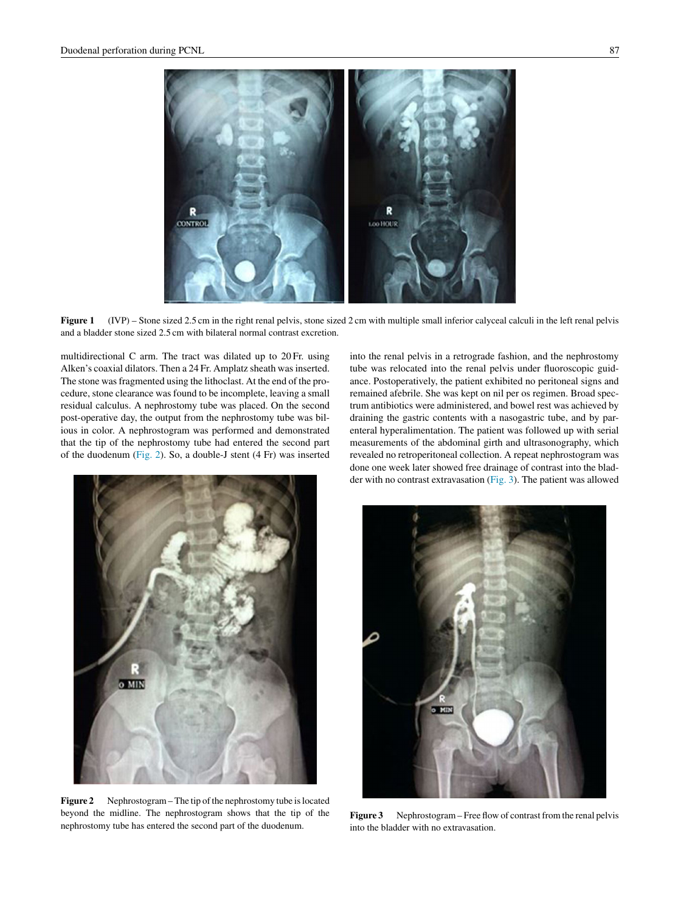Figure 1 (IVP) – Stone sized 2.5 cm in the right renal pelvis, stone sized 2 cm with multiple small inferior calyceal calculi in the left renal pelvis and a bladder stone sized 2.5 cm with bilateral normal contrast excretion.

multidirectional C arm. The tract was dilated up to 20 Fr. using Alken's coaxial dilators. Then a 24 Fr. Amplatz sheath was inserted. The stone was fragmented using the lithoclast. At the end of the procedure, stone clearance was found to be incomplete, leaving a small residual calculus. A nephrostomy tube was placed. On the second post-operative day, the output from the nephrostomy tube was bilious in color. A nephrostogram was performed and demonstrated that the tip of the nephrostomy tube had entered the second part of the duodenum (Fig. 2). So, a double-J stent (4 Fr) was inserted into the renal pelvis in a retrograde fashion, and the nephrostomy tube was relocated into the renal pelvis under fluoroscopic guidance. Postoperatively, the patient exhibited no peritoneal signs and remained afebrile. She was kept on nil per os regimen. Broad spectrum antibiotics were administered, and bowel rest was achieved by draining the gastric contents with a nasogastric tube, and by parenteral hyperalimentation. The patient was followed up with serial measurements of the abdominal girth and ultrasonography, which revealed no retroperitoneal collection. A repeat nephrostogram was done one week later showed free drainage of contrast into the bladder with no contrast extravasation (Fig. 3). The patient was allowed

Figure 2 Nephrostogram – The tip of the nephrostomy tube is located beyond the midline. The nephrostogram shows that the tip of the nephrostomy tube has entered the second part of the duodenum.

Figure 3 Nephrostogram – Free flow of contrast from the renal pelvis into the bladder with no extravasation.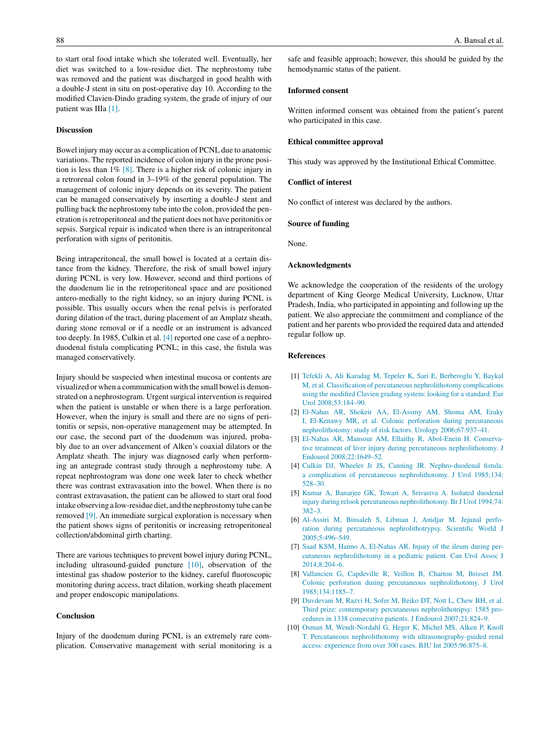to start oral food intake which she tolerated well. Eventually, her diet was switched to a low-residue diet. The nephrostomy tube was removed and the patient was discharged in good health with a double-J stent in situ on post-operative day 10. According to the modified Clavien-Dindo grading system, the grade of injury of our patient was IIIa [1].

## Discussion

Bowel injury may occur as a complication of PCNL due to anatomic variations. The reported incidence of colon injury in the prone position is less than 1% [8]. There is a higher risk of colonic injury in a retrorenal colon found in 3–19% of the general population. The management of colonic injury depends on its severity. The patient can be managed conservatively by inserting a double-J stent and pulling back the nephrostomy tube into the colon, provided the penetration is retroperitoneal and the patient does not have peritonitis or sepsis. Surgical repair is indicated when there is an intraperitoneal perforation with signs of peritonitis.

Being intraperitoneal, the small bowel is located at a certain distance from the kidney. Therefore, the risk of small bowel injury during PCNL is very low. However, second and third portions of the duodenum lie in the retroperitoneal space and are positioned antero-medially to the right kidney, so an injury during PCNL is possible. This usually occurs when the renal pelvis is perforated during dilation of the tract, during placement of an Amplatz sheath, during stone removal or if a needle or an instrument is advanced too deeply. In 1985, Culkin et al. [4] reported one case of a nephro-duodenal fistula complicating PCNL; in this case, the fistula was managed conservatively.

Injury should be suspected when intestinal mucosa or contents are visualized or when a communication with the small bowel is demonstrated on a nephrostogram. Urgent surgical intervention is required when the patient is unstable or when there is a large perforation. However, when the injury is small and there are no signs of peritonitis or sepsis, non-operative management may be attempted. In our case, the second part of the duodenum was injured, probably due to an over advancement of Alken's coaxial dilators or the Amplatz sheath. The injury was diagnosed early when performing an antegrade contrast study through a nephrostomy tube. A repeat nephrostogram was done one week later to check whether there was contrast extravasation into the bowel. When there is no contrast extravasation, the patient can be allowed to start oral food intake observing a low-residue diet, and the nephrostomy tube can be removed [9]. An immediate surgical exploration is necessary when the patient shows signs of peritonitis or increasing retroperitoneal collection/abdominal girth charting.

There are various techniques to prevent bowel injury during PCNL, including ultrasound-guided puncture [10], observation of the intestinal gas shadow posterior to the kidney, careful fluoroscopic monitoring during access, tract dilation, working sheath placement and proper endoscopic manipulations.

## Conclusion

Injury of the duodenum during PCNL is an extremely rare complication. Conservative management with serial monitoring is a safe and feasible approach; however, this should be guided by the hemodynamic status of the patient.

## Informed consent

Written informed consent was obtained from the patient's parent who participated in this case.

## Ethical committee approval

This study was approved by the Institutional Ethical Committee.

## Conflict of interest

No conflict of interest was declared by the authors.

## Source of funding

None.

## Acknowledgments

We acknowledge the cooperation of the residents of the urology department of King George Medical University, Lucknow, Uttar Pradesh, India, who participated in appointing and following up the patient. We also appreciate the commitment and compliance of the patient and her parents who provided the required data and attended regular follow up.

## References

[1] Tefekli A, Ali Karadag M, Tepeler K, Sari E, Berberoglu Y, Baykal M, et al. Classification of percutaneous nephrolithotomy complications using the modified Clavien grading system: looking for a standard. Eur Urol 2008;53:184–90.

[2] El-Nahas AR, Shokeir AA, El-Assmy AM, Shoma AM, Eraky I, El-Kenawy MR, et al. Colonic perforation during percutaneous nephrolithotomy: study of risk factors. Urology 2006;67:937–41.

[3] El-Nahas AR, Mansour AM, Ellaithy R, Abol-Enein H. Conservative treatment of liver injury during percutaneous nephrolithotomy. J Endourol 2008;22:1649–52.

[4] Culkin DJ, Wheeler Jr JS, Canning JR. Nephro-duodenal fistula: a complication of percutaneous nephrolithotomy. J Urol 1985;134:528–30.

[5] Kumar A, Banarjee GK, Tewari A, Srivastva A. Isolated duodenal injury during relook percutaneous nephrolithotomy. Br J Urol 1994;74:382–3.

[6] Al-Assiri M, Binsaleh S, Libman J, Anidjar M. Jejunal perforation during percutaneous nephrolithotrypsy. Scientific World J 2005;5:496–549.

[7] Saad KSM, Hanno A, El-Nahas AR. Injury of the ileum during percutaneous nephrolithotomy in a pediatric patient. Can Urol Assoc J 2014;8:204–6.

[8] Vallancien G, Capdeville R, Veillon B, Charton M, Brisset JM. Colonic perforation during percutaneous nephrolithotomy. J Urol 1985;134:1185–7.

[9] Duvdevani M, Razvi H, Sofer M, Beiko DT, Nott L, Chew BH, et al. Third prize: contemporary percutaneous nephrolithotripsy: 1585 procedures in 1338 consecutive patients. J Endourol 2007;21:824–9.

[10] Osman M, Wendt-Nordahl G, Heger K, Michel MS, Alken P, Knoll T. Percutaneous nephrolithotomy with ultrasonography-guided renal access: experience from over 300 cases. BJU Int 2005;96:875–8.